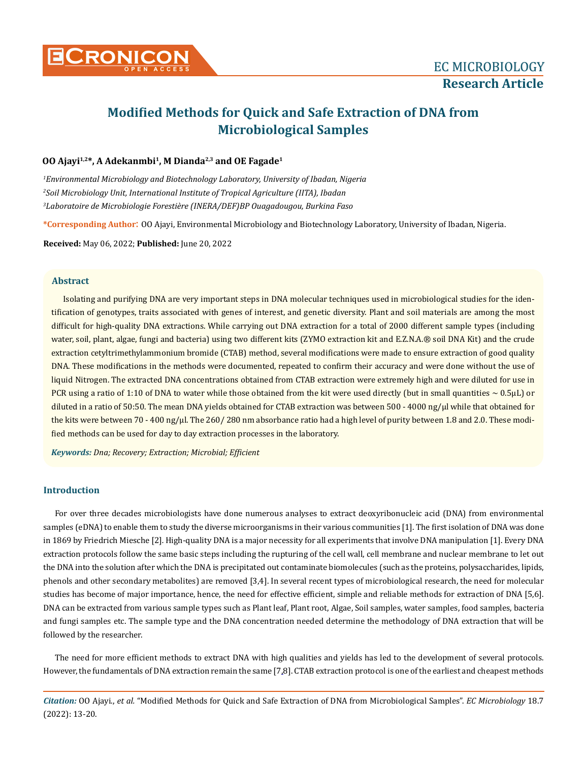# Modified Methods for Quick and Safe Extraction of DNA from Microbiological Samples

**OO Ajayi[1,2]\*, A Adekanmbi[1], M Dianda[2,3] and OE Fagade[1]**

*[1]Environmental Microbiology and Biotechnology Laboratory, University of Ibadan, Nigeria*

*[2]Soil Microbiology Unit, International Institute of Tropical Agriculture (IITA), Ibadan*

*[3]Laboratoire de Microbiologie Forestière (INERA/DEF)BP Ouagadougou, Burkina Faso*

**\*Corresponding Author:** OO Ajayi, Environmental Microbiology and Biotechnology Laboratory, University of Ibadan, Nigeria.

**Received:** May 06, 2022; **Published:** June 20, 2022

## Abstract

Isolating and purifying DNA are very important steps in DNA molecular techniques used in microbiological studies for the identification of genotypes, traits associated with genes of interest, and genetic diversity. Plant and soil materials are among the most difficult for high-quality DNA extractions. While carrying out DNA extraction for a total of 2000 different sample types (including water, soil, plant, algae, fungi and bacteria) using two different kits (ZYMO extraction kit and E.Z.N.A.® soil DNA Kit) and the crude extraction cetyltrimethylammonium bromide (CTAB) method, several modifications were made to ensure extraction of good quality DNA. These modifications in the methods were documented, repeated to confirm their accuracy and were done without the use of liquid Nitrogen. The extracted DNA concentrations obtained from CTAB extraction were extremely high and were diluted for use in PCR using a ratio of 1:10 of DNA to water while those obtained from the kit were used directly (but in small quantities ~ 0.5µL) or diluted in a ratio of 50:50. The mean DNA yields obtained for CTAB extraction was between 500 - 4000 ng/µl while that obtained for the kits were between 70 - 400 ng/µl. The 260/ 280 nm absorbance ratio had a high level of purity between 1.8 and 2.0. These modified methods can be used for day to day extraction processes in the laboratory.

***Keywords:*** *Dna; Recovery; Extraction; Microbial; Efficient*

## Introduction

For over three decades microbiologists have done numerous analyses to extract deoxyribonucleic acid (DNA) from environmental samples (eDNA) to enable them to study the diverse microorganisms in their various communities [1]. The first isolation of DNA was done in 1869 by Friedrich Miesche [2]. High-quality DNA is a major necessity for all experiments that involve DNA manipulation [1]. Every DNA extraction protocols follow the same basic steps including the rupturing of the cell wall, cell membrane and nuclear membrane to let out the DNA into the solution after which the DNA is precipitated out contaminate biomolecules (such as the proteins, polysaccharides, lipids, phenols and other secondary metabolites) are removed [3,4]. In several recent types of microbiological research, the need for molecular studies has become of major importance, hence, the need for effective efficient, simple and reliable methods for extraction of DNA [5,6]. DNA can be extracted from various sample types such as Plant leaf, Plant root, Algae, Soil samples, water samples, food samples, bacteria and fungi samples etc. The sample type and the DNA concentration needed determine the methodology of DNA extraction that will be followed by the researcher.

The need for more efficient methods to extract DNA with high qualities and yields has led to the development of several protocols. However, the fundamentals of DNA extraction remain the same [7,8]. CTAB extraction protocol is one of the earliest and cheapest methods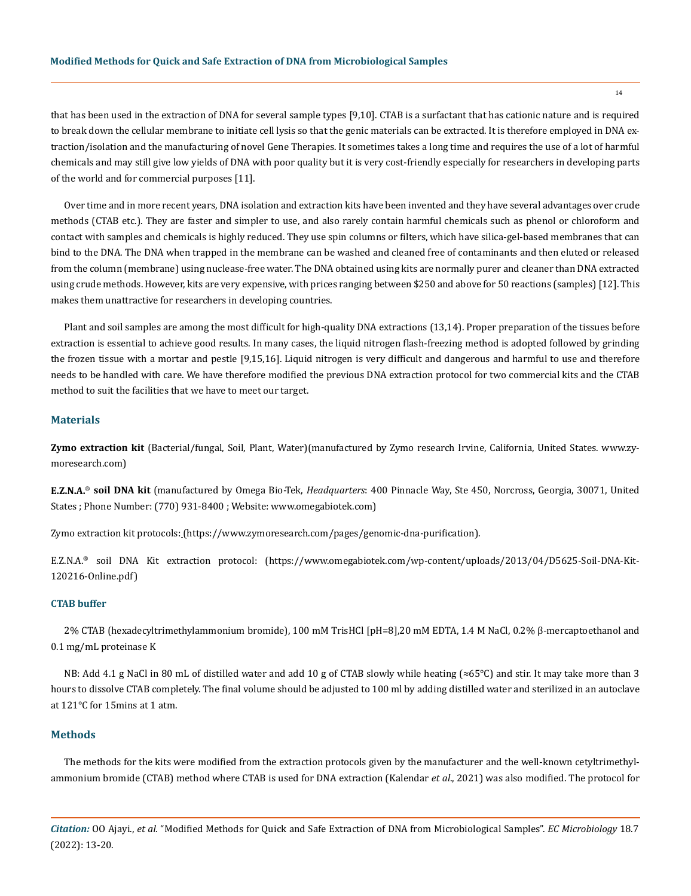that has been used in the extraction of DNA for several sample types [9,10]. CTAB is a surfactant that has cationic nature and is required to break down the cellular membrane to initiate cell lysis so that the genic materials can be extracted. It is therefore employed in DNA extraction/isolation and the manufacturing of novel Gene Therapies. It sometimes takes a long time and requires the use of a lot of harmful chemicals and may still give low yields of DNA with poor quality but it is very cost-friendly especially for researchers in developing parts of the world and for commercial purposes [11].

Over time and in more recent years, DNA isolation and extraction kits have been invented and they have several advantages over crude methods (CTAB etc.). They are faster and simpler to use, and also rarely contain harmful chemicals such as phenol or chloroform and contact with samples and chemicals is highly reduced. They use spin columns or filters, which have silica-gel-based membranes that can bind to the DNA. The DNA when trapped in the membrane can be washed and cleaned free of contaminants and then eluted or released from the column (membrane) using nuclease-free water. The DNA obtained using kits are normally purer and cleaner than DNA extracted using crude methods. However, kits are very expensive, with prices ranging between $250 and above for 50 reactions (samples) [12]. This makes them unattractive for researchers in developing countries.

Plant and soil samples are among the most difficult for high-quality DNA extractions (13,14). Proper preparation of the tissues before extraction is essential to achieve good results. In many cases, the liquid nitrogen flash-freezing method is adopted followed by grinding the frozen tissue with a mortar and pestle [9,15,16]. Liquid nitrogen is very difficult and dangerous and harmful to use and therefore needs to be handled with care. We have therefore modified the previous DNA extraction protocol for two commercial kits and the CTAB method to suit the facilities that we have to meet our target.

## Materials

**Zymo extraction kit** (Bacterial/fungal, Soil, Plant, Water)(manufactured by Zymo research Irvine, California, United States. www.zymoresearch.com)

**E.Z.N.A.® soil DNA kit** (manufactured by Omega Bio-Tek, *Headquarters*: 400 Pinnacle Way, Ste 450, Norcross, Georgia, 30071, United States ; Phone Number: (770) 931-8400 ; Website: www.omegabiotek.com)

Zymo extraction kit protocols: (https://www.zymoresearch.com/pages/genomic-dna-purification).

E.Z.N.A.® soil DNA Kit extraction protocol: (https://www.omegabiotek.com/wp-content/uploads/2013/04/D5625-Soil-DNA-Kit-120216-Online.pdf)

### CTAB buffer

2% CTAB (hexadecyltrimethylammonium bromide), 100 mM TrisHCl [pH=8],20 mM EDTA, 1.4 M NaCl, 0.2% β-mercaptoethanol and 0.1 mg/mL proteinase K

NB: Add 4.1 g NaCl in 80 mL of distilled water and add 10 g of CTAB slowly while heating (≈65°C) and stir. It may take more than 3 hours to dissolve CTAB completely. The final volume should be adjusted to 100 ml by adding distilled water and sterilized in an autoclave at 121°C for 15mins at 1 atm.

## Methods

The methods for the kits were modified from the extraction protocols given by the manufacturer and the well-known cetyltrimethylammonium bromide (CTAB) method where CTAB is used for DNA extraction (Kalendar *et al*., 2021) was also modified. The protocol for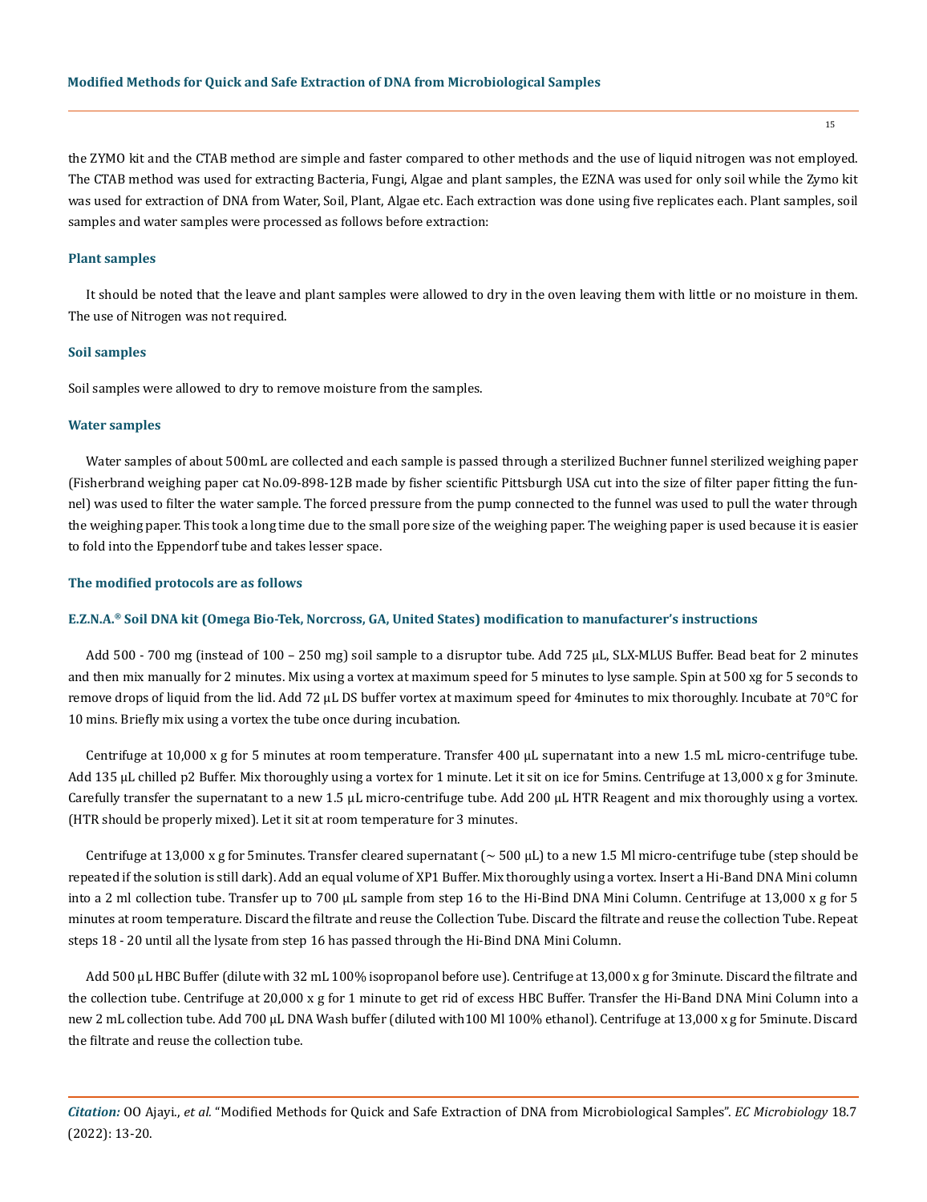the ZYMO kit and the CTAB method are simple and faster compared to other methods and the use of liquid nitrogen was not employed. The CTAB method was used for extracting Bacteria, Fungi, Algae and plant samples, the EZNA was used for only soil while the Zymo kit was used for extraction of DNA from Water, Soil, Plant, Algae etc. Each extraction was done using five replicates each. Plant samples, soil samples and water samples were processed as follows before extraction:

### Plant samples

It should be noted that the leave and plant samples were allowed to dry in the oven leaving them with little or no moisture in them. The use of Nitrogen was not required.

### Soil samples

Soil samples were allowed to dry to remove moisture from the samples.

### Water samples

Water samples of about 500mL are collected and each sample is passed through a sterilized Buchner funnel sterilized weighing paper (Fisherbrand weighing paper cat No.09-898-12B made by fisher scientific Pittsburgh USA cut into the size of filter paper fitting the funnel) was used to filter the water sample. The forced pressure from the pump connected to the funnel was used to pull the water through the weighing paper. This took a long time due to the small pore size of the weighing paper. The weighing paper is used because it is easier to fold into the Eppendorf tube and takes lesser space.

### The modified protocols are as follows

### E.Z.N.A.® Soil DNA kit (Omega Bio-Tek, Norcross, GA, United States) modification to manufacturer's instructions

Add 500 - 700 mg (instead of 100 – 250 mg) soil sample to a disruptor tube. Add 725 µL, SLX-MLUS Buffer. Bead beat for 2 minutes and then mix manually for 2 minutes. Mix using a vortex at maximum speed for 5 minutes to lyse sample. Spin at 500 xg for 5 seconds to remove drops of liquid from the lid. Add 72 µL DS buffer vortex at maximum speed for 4minutes to mix thoroughly. Incubate at 70°C for 10 mins. Briefly mix using a vortex the tube once during incubation.

Centrifuge at 10,000 x g for 5 minutes at room temperature. Transfer 400 µL supernatant into a new 1.5 mL micro-centrifuge tube. Add 135 µL chilled p2 Buffer. Mix thoroughly using a vortex for 1 minute. Let it sit on ice for 5mins. Centrifuge at 13,000 x g for 3minute. Carefully transfer the supernatant to a new 1.5 µL micro-centrifuge tube. Add 200 µL HTR Reagent and mix thoroughly using a vortex. (HTR should be properly mixed). Let it sit at room temperature for 3 minutes.

Centrifuge at 13,000 x g for 5minutes. Transfer cleared supernatant (~ 500 µL) to a new 1.5 Ml micro-centrifuge tube (step should be repeated if the solution is still dark). Add an equal volume of XP1 Buffer. Mix thoroughly using a vortex. Insert a Hi-Band DNA Mini column into a 2 ml collection tube. Transfer up to 700 µL sample from step 16 to the Hi-Bind DNA Mini Column. Centrifuge at 13,000 x g for 5 minutes at room temperature. Discard the filtrate and reuse the Collection Tube. Discard the filtrate and reuse the collection Tube. Repeat steps 18 - 20 until all the lysate from step 16 has passed through the Hi-Bind DNA Mini Column.

Add 500 µL HBC Buffer (dilute with 32 mL 100% isopropanol before use). Centrifuge at 13,000 x g for 3minute. Discard the filtrate and the collection tube. Centrifuge at 20,000 x g for 1 minute to get rid of excess HBC Buffer. Transfer the Hi-Band DNA Mini Column into a new 2 mL collection tube. Add 700 µL DNA Wash buffer (diluted with100 Ml 100% ethanol). Centrifuge at 13,000 x g for 5minute. Discard the filtrate and reuse the collection tube.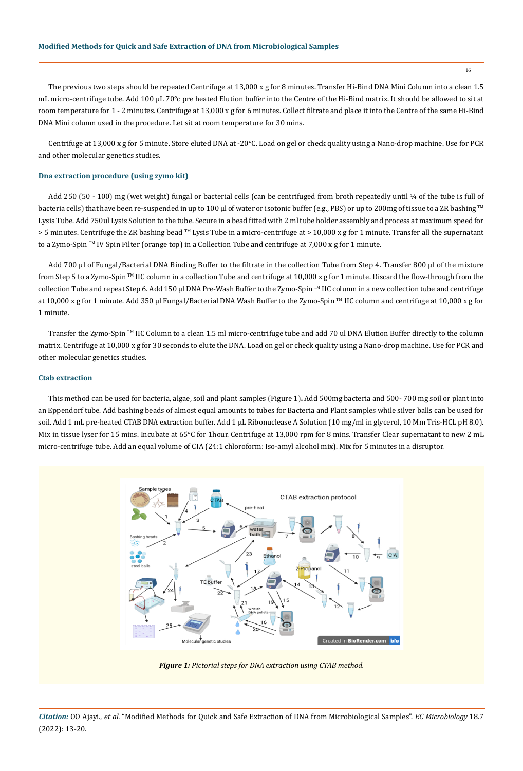The previous two steps should be repeated Centrifuge at 13,000 x g for 8 minutes. Transfer Hi-Bind DNA Mini Column into a clean 1.5 mL micro-centrifuge tube. Add 100 µL 70°c pre heated Elution buffer into the Centre of the Hi-Bind matrix. It should be allowed to sit at room temperature for 1 - 2 minutes. Centrifuge at 13,000 x g for 6 minutes. Collect filtrate and place it into the Centre of the same Hi-Bind DNA Mini column used in the procedure. Let sit at room temperature for 30 mins.

Centrifuge at 13,000 x g for 5 minute. Store eluted DNA at -20°C. Load on gel or check quality using a Nano-drop machine. Use for PCR and other molecular genetics studies.

### Dna extraction procedure (using zymo kit)

Add 250 (50 - 100) mg (wet weight) fungal or bacterial cells (can be centrifuged from broth repeatedly until ¼ of the tube is full of bacteria cells) that have been re-suspended in up to 100 µl of water or isotonic buffer (e.g., PBS) or up to 200mg of tissue to a ZR bashing ™ Lysis Tube. Add 750ul Lysis Solution to the tube. Secure in a bead fitted with 2 ml tube holder assembly and process at maximum speed for > 5 minutes. Centrifuge the ZR bashing bead ™ Lysis Tube in a micro-centrifuge at > 10,000 x g for 1 minute. Transfer all the supernatant to a Zymo-Spin ™ IV Spin Filter (orange top) in a Collection Tube and centrifuge at 7,000 x g for 1 minute.

Add 700 µl of Fungal/Bacterial DNA Binding Buffer to the filtrate in the collection Tube from Step 4. Transfer 800 µl of the mixture from Step 5 to a Zymo-Spin ™ IIC column in a collection Tube and centrifuge at 10,000 x g for 1 minute. Discard the flow-through from the collection Tube and repeat Step 6. Add 150 µl DNA Pre-Wash Buffer to the Zymo-Spin ™ IIC column in a new collection tube and centrifuge at 10,000 x g for 1 minute. Add 350 µl Fungal/Bacterial DNA Wash Buffer to the Zymo-Spin ™ IIC column and centrifuge at 10,000 x g for 1 minute.

Transfer the Zymo-Spin ™ IIC Column to a clean 1.5 ml micro-centrifuge tube and add 70 ul DNA Elution Buffer directly to the column matrix. Centrifuge at 10,000 x g for 30 seconds to elute the DNA. Load on gel or check quality using a Nano-drop machine. Use for PCR and other molecular genetics studies.

### Ctab extraction

This method can be used for bacteria, algae, soil and plant samples (Figure 1). Add 500mg bacteria and 500- 700 mg soil or plant into an Eppendorf tube. Add bashing beads of almost equal amounts to tubes for Bacteria and Plant samples while silver balls can be used for soil. Add 1 mL pre-heated CTAB DNA extraction buffer. Add 1 µL Ribonuclease A Solution (10 mg/ml in glycerol, 10 Mm Tris-HCL pH 8.0). Mix in tissue lyser for 15 mins. Incubate at 65°C for 1hour. Centrifuge at 13,000 rpm for 8 mins. Transfer Clear supernatant to new 2 mL micro-centrifuge tube. Add an equal volume of CIA (24:1 chloroform: Iso-amyl alcohol mix). Mix for 5 minutes in a disruptor.

***Figure 1:*** *Pictorial steps for DNA extraction using CTAB method.*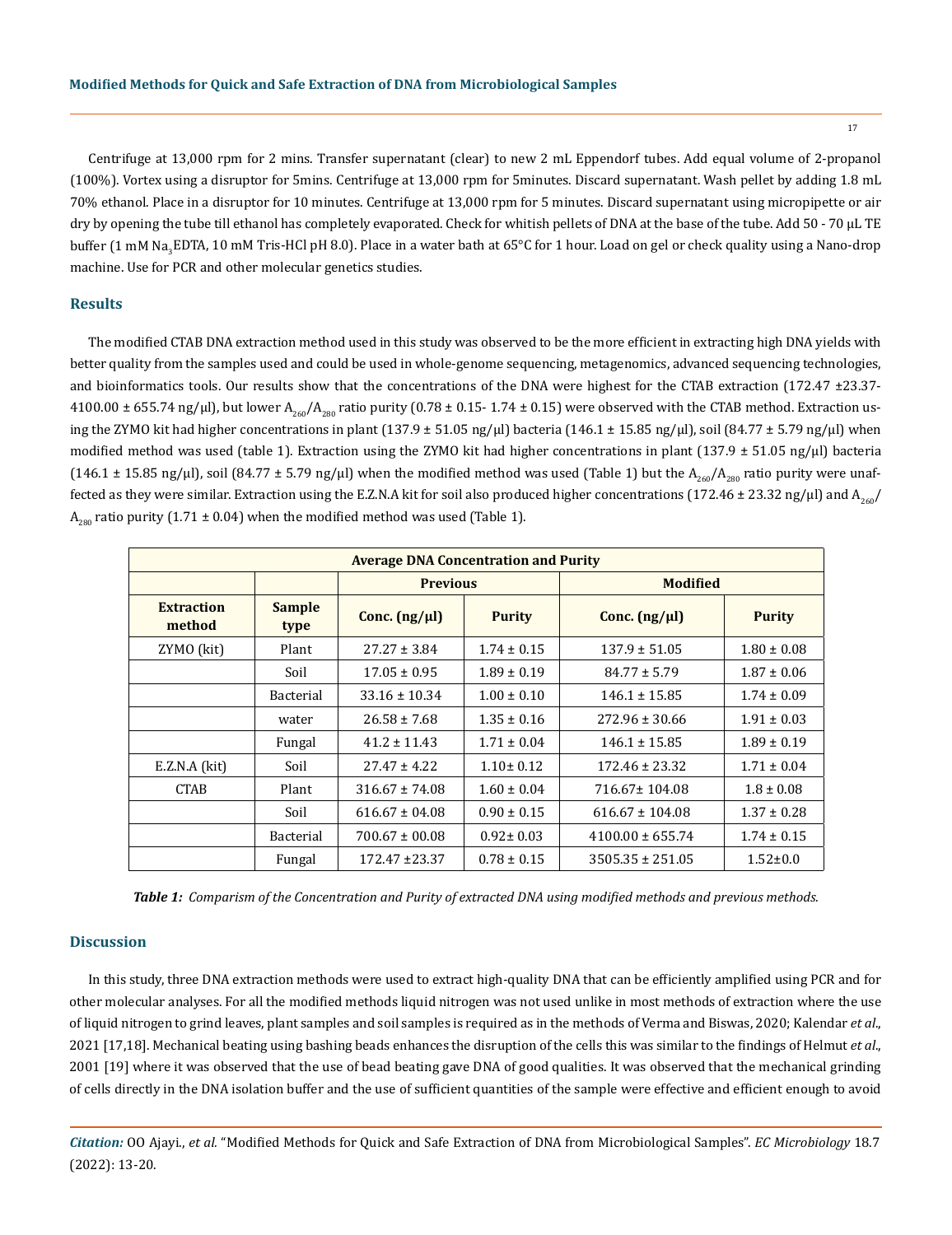Centrifuge at 13,000 rpm for 2 mins. Transfer supernatant (clear) to new 2 mL Eppendorf tubes. Add equal volume of 2-propanol (100%). Vortex using a disruptor for 5mins. Centrifuge at 13,000 rpm for 5minutes. Discard supernatant. Wash pellet by adding 1.8 mL 70% ethanol. Place in a disruptor for 10 minutes. Centrifuge at 13,000 rpm for 5 minutes. Discard supernatant using micropipette or air dry by opening the tube till ethanol has completely evaporated. Check for whitish pellets of DNA at the base of the tube. Add 50 - 70 µL TE buffer (1 mM $Na_3$EDTA, 10 mM Tris-HCl pH 8.0). Place in a water bath at 65°C for 1 hour. Load on gel or check quality using a Nano-drop machine. Use for PCR and other molecular genetics studies.

## Results

The modified CTAB DNA extraction method used in this study was observed to be the more efficient in extracting high DNA yields with better quality from the samples used and could be used in whole-genome sequencing, metagenomics, advanced sequencing technologies, and bioinformatics tools. Our results show that the concentrations of the DNA were highest for the CTAB extraction (172.47 ±23.37- 4100.00 ± 655.74 ng/µl), but lower $A_{260}/A_{280}$ ratio purity (0.78 ± 0.15- 1.74 ± 0.15) were observed with the CTAB method. Extraction using the ZYMO kit had higher concentrations in plant (137.9 ± 51.05 ng/µl) bacteria (146.1 ± 15.85 ng/µl), soil (84.77 ± 5.79 ng/µl) when modified method was used (table 1). Extraction using the ZYMO kit had higher concentrations in plant (137.9 ± 51.05 ng/µl) bacteria (146.1 ± 15.85 ng/µl), soil (84.77 ± 5.79 ng/µl) when the modified method was used (Table 1) but the $A_{260}/A_{280}$ ratio purity were unaffected as they were similar. Extraction using the E.Z.N.A kit for soil also produced higher concentrations (172.46 ± 23.32 ng/µl) and $A_{260}/A_{280}$ ratio purity (1.71 ± 0.04) when the modified method was used (Table 1).

| Average DNA Concentration and Purity | | | | | |
|---|---|---|---|---|---|
| | | Previous | | Modified | |
| Extraction method | Sample type | Conc. (ng/µl) | Purity | Conc. (ng/µl) | Purity |
| ZYMO (kit) | Plant | 27.27 ± 3.84 | 1.74 ± 0.15 | 137.9 ± 51.05 | 1.80 ± 0.08 |
| | Soil | 17.05 ± 0.95 | 1.89 ± 0.19 | 84.77 ± 5.79 | 1.87 ± 0.06 |
| | Bacterial | 33.16 ± 10.34 | 1.00 ± 0.10 | 146.1 ± 15.85 | 1.74 ± 0.09 |
| | water | 26.58 ± 7.68 | 1.35 ± 0.16 | 272.96 ± 30.66 | 1.91 ± 0.03 |
| | Fungal | 41.2 ± 11.43 | 1.71 ± 0.04 | 146.1 ± 15.85 | 1.89 ± 0.19 |
| E.Z.N.A (kit) | Soil | 27.47 ± 4.22 | 1.10± 0.12 | 172.46 ± 23.32 | 1.71 ± 0.04 |
| CTAB | Plant | 316.67 ± 74.08 | 1.60 ± 0.04 | 716.67± 104.08 | 1.8 ± 0.08 |
| | Soil | 616.67 ± 04.08 | 0.90 ± 0.15 | 616.67 ± 104.08 | 1.37 ± 0.28 |
| | Bacterial | 700.67 ± 00.08 | 0.92± 0.03 | 4100.00 ± 655.74 | 1.74 ± 0.15 |
| | Fungal | 172.47 ±23.37 | 0.78 ± 0.15 | 3505.35 ± 251.05 | 1.52±0.0 |

***Table 1:*** *Comparism of the Concentration and Purity of extracted DNA using modified methods and previous methods.*

## Discussion

In this study, three DNA extraction methods were used to extract high-quality DNA that can be efficiently amplified using PCR and for other molecular analyses. For all the modified methods liquid nitrogen was not used unlike in most methods of extraction where the use of liquid nitrogen to grind leaves, plant samples and soil samples is required as in the methods of Verma and Biswas, 2020; Kalendar *et al*., 2021 [17,18]. Mechanical beating using bashing beads enhances the disruption of the cells this was similar to the findings of Helmut *et al*., 2001 [19] where it was observed that the use of bead beating gave DNA of good qualities. It was observed that the mechanical grinding of cells directly in the DNA isolation buffer and the use of sufficient quantities of the sample were effective and efficient enough to avoid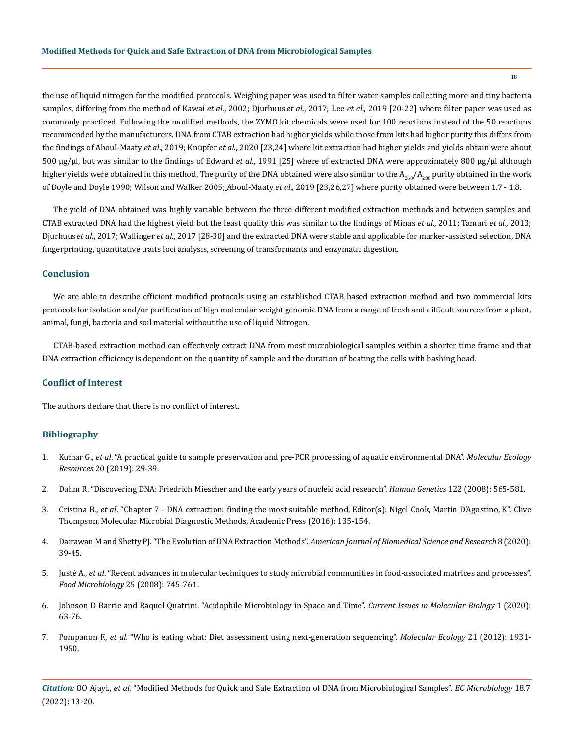the use of liquid nitrogen for the modified protocols. Weighing paper was used to filter water samples collecting more and tiny bacteria samples, differing from the method of Kawai *et al*., 2002; Djurhuus *et al*., 2017; Lee *et al*., 2019 [20-22] where filter paper was used as commonly practiced. Following the modified methods, the ZYMO kit chemicals were used for 100 reactions instead of the 50 reactions recommended by the manufacturers. DNA from CTAB extraction had higher yields while those from kits had higher purity this differs from the findings of Aboul-Maaty *et al*., 2019; Knüpfer *et al*., 2020 [23,24] where kit extraction had higher yields and yields obtain were about 500 μg/μl, but was similar to the findings of Edward *et al*., 1991 [25] where of extracted DNA were approximately 800 μg/μl although higher yields were obtained in this method. The purity of the DNA obtained were also similar to the $A_{260}/A_{280}$ purity obtained in the work of Doyle and Doyle 1990; Wilson and Walker 2005; Aboul-Maaty *et al*., 2019 [23,26,27] where purity obtained were between 1.7 - 1.8.

The yield of DNA obtained was highly variable between the three different modified extraction methods and between samples and CTAB extracted DNA had the highest yield but the least quality this was similar to the findings of Minas *et al*., 2011; Tamari *et al*., 2013; Djurhuus *et al*., 2017; Wallinger *et al*., 2017 [28-30] and the extracted DNA were stable and applicable for marker-assisted selection, DNA fingerprinting, quantitative traits loci analysis, screening of transformants and enzymatic digestion.

## Conclusion

We are able to describe efficient modified protocols using an established CTAB based extraction method and two commercial kits protocols for isolation and/or purification of high molecular weight genomic DNA from a range of fresh and difficult sources from a plant, animal, fungi, bacteria and soil material without the use of liquid Nitrogen.

CTAB-based extraction method can effectively extract DNA from most microbiological samples within a shorter time frame and that DNA extraction efficiency is dependent on the quantity of sample and the duration of beating the cells with bashing bead.

## Conflict of Interest

The authors declare that there is no conflict of interest.

## Bibliography

1. Kumar G., *et al*. "A practical guide to sample preservation and pre-PCR processing of aquatic environmental DNA". *Molecular Ecology Resources* 20 (2019): 29-39.
2. Dahm R. "Discovering DNA: Friedrich Miescher and the early years of nucleic acid research". *Human Genetics* 122 (2008): 565-581.
3. Cristina B., *et al*. "Chapter 7 - DNA extraction: finding the most suitable method, Editor(s): Nigel Cook, Martin D'Agostino, K". Clive Thompson, Molecular Microbial Diagnostic Methods, Academic Press (2016): 135-154.
4. Dairawan M and Shetty PJ. "The Evolution of DNA Extraction Methods". *American Journal of Biomedical Science and Research* 8 (2020): 39-45.
5. Justé A., *et al*. "Recent advances in molecular techniques to study microbial communities in food-associated matrices and processes". *Food Microbiology* 25 (2008): 745-761.
6. Johnson D Barrie and Raquel Quatrini. "Acidophile Microbiology in Space and Time". *Current Issues in Molecular Biology* 1 (2020): 63-76.
7. Pompanon F., *et al*. "Who is eating what: Diet assessment using next-generation sequencing". *Molecular Ecology* 21 (2012): 1931-1950.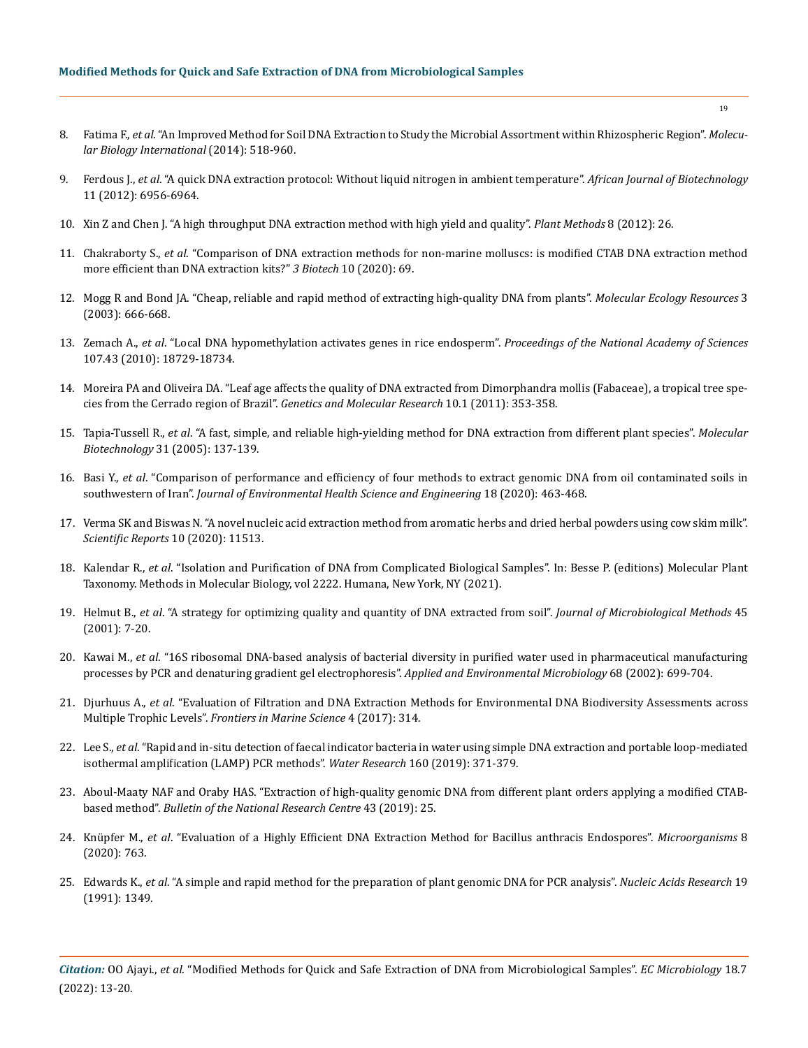8. Fatima F., *et al*. "An Improved Method for Soil DNA Extraction to Study the Microbial Assortment within Rhizospheric Region". *Molecular Biology International* (2014): 518-960.

9. Ferdous J., *et al*. "A quick DNA extraction protocol: Without liquid nitrogen in ambient temperature". *African Journal of Biotechnology* 11 (2012): 6956-6964.

10. Xin Z and Chen J. "A high throughput DNA extraction method with high yield and quality". *Plant Methods* 8 (2012): 26.

11. Chakraborty S., *et al.* "Comparison of DNA extraction methods for non-marine molluscs: is modified CTAB DNA extraction method more efficient than DNA extraction kits?" *3 Biotech* 10 (2020): 69.

12. Mogg R and Bond JA. "Cheap, reliable and rapid method of extracting high-quality DNA from plants". *Molecular Ecology Resources* 3 (2003): 666-668.

13. Zemach A., *et al*. "Local DNA hypomethylation activates genes in rice endosperm". *Proceedings of the National Academy of Sciences* 107.43 (2010): 18729-18734.

14. Moreira PA and Oliveira DA. "Leaf age affects the quality of DNA extracted from Dimorphandra mollis (Fabaceae), a tropical tree species from the Cerrado region of Brazil". *Genetics and Molecular Research* 10.1 (2011): 353-358.

15. Tapia-Tussell R., *et al*. "A fast, simple, and reliable high-yielding method for DNA extraction from different plant species". *Molecular Biotechnology* 31 (2005): 137-139.

16. Basi Y., *et al*. "Comparison of performance and efficiency of four methods to extract genomic DNA from oil contaminated soils in southwestern of Iran". *Journal of Environmental Health Science and Engineering* 18 (2020): 463-468.

17. Verma SK and Biswas N. "A novel nucleic acid extraction method from aromatic herbs and dried herbal powders using cow skim milk". *Scientific Reports* 10 (2020): 11513.

18. Kalendar R., *et al*. "Isolation and Purification of DNA from Complicated Biological Samples". In: Besse P. (editions) Molecular Plant Taxonomy. Methods in Molecular Biology, vol 2222. Humana, New York, NY (2021).

19. Helmut B., *et al*. "A strategy for optimizing quality and quantity of DNA extracted from soil". *Journal of Microbiological Methods* 45 (2001): 7-20.

20. Kawai M., *et al*. "16S ribosomal DNA-based analysis of bacterial diversity in purified water used in pharmaceutical manufacturing processes by PCR and denaturing gradient gel electrophoresis". *Applied and Environmental Microbiology* 68 (2002): 699-704.

21. Djurhuus A., *et al*. "Evaluation of Filtration and DNA Extraction Methods for Environmental DNA Biodiversity Assessments across Multiple Trophic Levels". *Frontiers in Marine Science* 4 (2017): 314.

22. Lee S., *et al*. "Rapid and in-situ detection of faecal indicator bacteria in water using simple DNA extraction and portable loop-mediated isothermal amplification (LAMP) PCR methods". *Water Research* 160 (2019): 371-379.

23. Aboul-Maaty NAF and Oraby HAS. "Extraction of high-quality genomic DNA from different plant orders applying a modified CTAB-based method". *Bulletin of the National Research Centre* 43 (2019): 25.

24. Knüpfer M., *et al*. "Evaluation of a Highly Efficient DNA Extraction Method for Bacillus anthracis Endospores". *Microorganisms* 8 (2020): 763.

25. Edwards K., *et al*. "A simple and rapid method for the preparation of plant genomic DNA for PCR analysis". *Nucleic Acids Research* 19 (1991): 1349.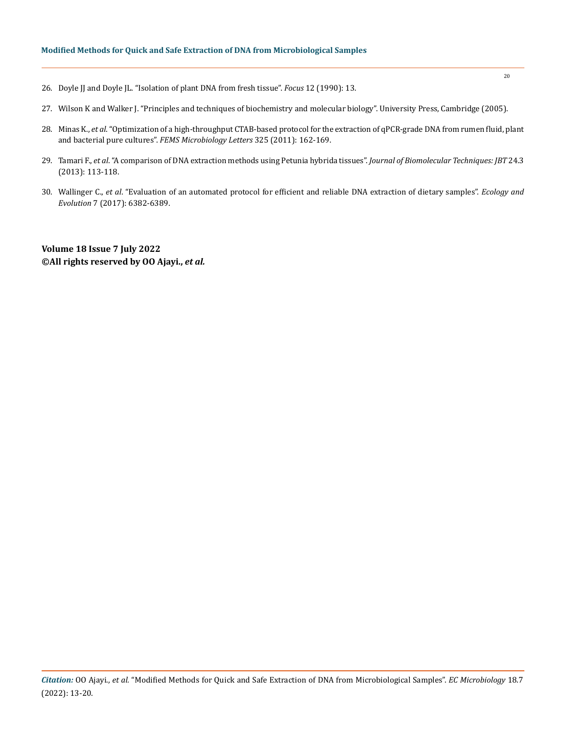26. Doyle JJ and Doyle JL. "Isolation of plant DNA from fresh tissue". *Focus* 12 (1990): 13.
27. Wilson K and Walker J. "Principles and techniques of biochemistry and molecular biology". University Press, Cambridge (2005).
28. Minas K., *et al*. "Optimization of a high-throughput CTAB-based protocol for the extraction of qPCR-grade DNA from rumen fluid, plant and bacterial pure cultures". *FEMS Microbiology Letters* 325 (2011): 162-169.
29. Tamari F., *et al*. "A comparison of DNA extraction methods using Petunia hybrida tissues". *Journal of Biomolecular Techniques: JBT* 24.3 (2013): 113-118.
30. Wallinger C., *et al*. "Evaluation of an automated protocol for efficient and reliable DNA extraction of dietary samples". *Ecology and Evolution* 7 (2017): 6382-6389.

**Volume 18 Issue 7 July 2022**
**©All rights reserved by OO Ajayi., *et al.***